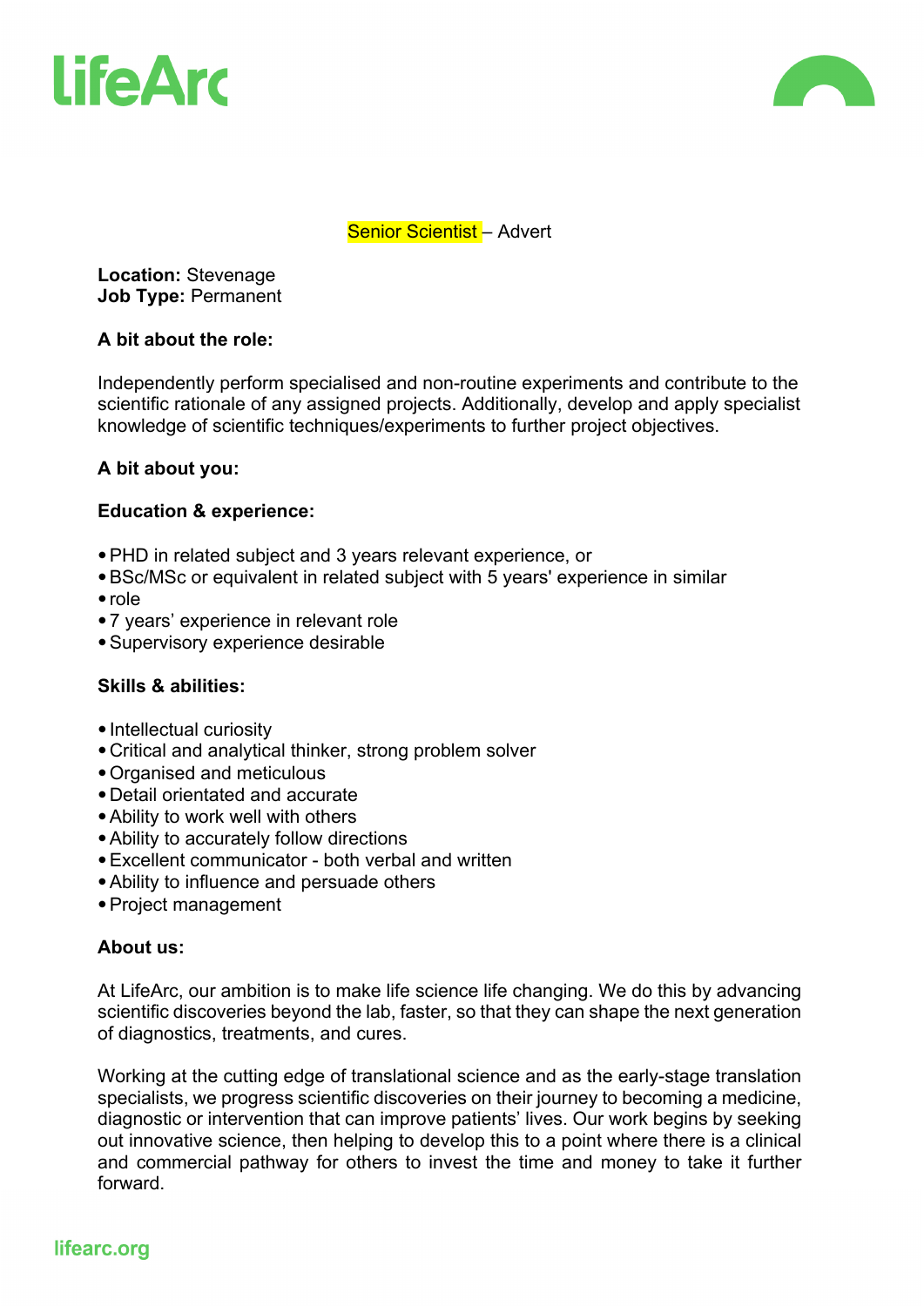# LifeArc

Senior Scientist – Advert

**Location:** Stevenage
**Job Type:** Permanent

**A bit about the role:**

Independently perform specialised and non-routine experiments and contribute to the scientific rationale of any assigned projects. Additionally, develop and apply specialist knowledge of scientific techniques/experiments to further project objectives.

**A bit about you:**

**Education & experience:**

- PHD in related subject and 3 years relevant experience, or
- BSc/MSc or equivalent in related subject with 5 years' experience in similar
- role
- 7 years' experience in relevant role
- Supervisory experience desirable

**Skills & abilities:**

- Intellectual curiosity
- Critical and analytical thinker, strong problem solver
- Organised and meticulous
- Detail orientated and accurate
- Ability to work well with others
- Ability to accurately follow directions
- Excellent communicator - both verbal and written
- Ability to influence and persuade others
- Project management

**About us:**

At LifeArc, our ambition is to make life science life changing. We do this by advancing scientific discoveries beyond the lab, faster, so that they can shape the next generation of diagnostics, treatments, and cures.

Working at the cutting edge of translational science and as the early-stage translation specialists, we progress scientific discoveries on their journey to becoming a medicine, diagnostic or intervention that can improve patients' lives. Our work begins by seeking out innovative science, then helping to develop this to a point where there is a clinical and commercial pathway for others to invest the time and money to take it further forward.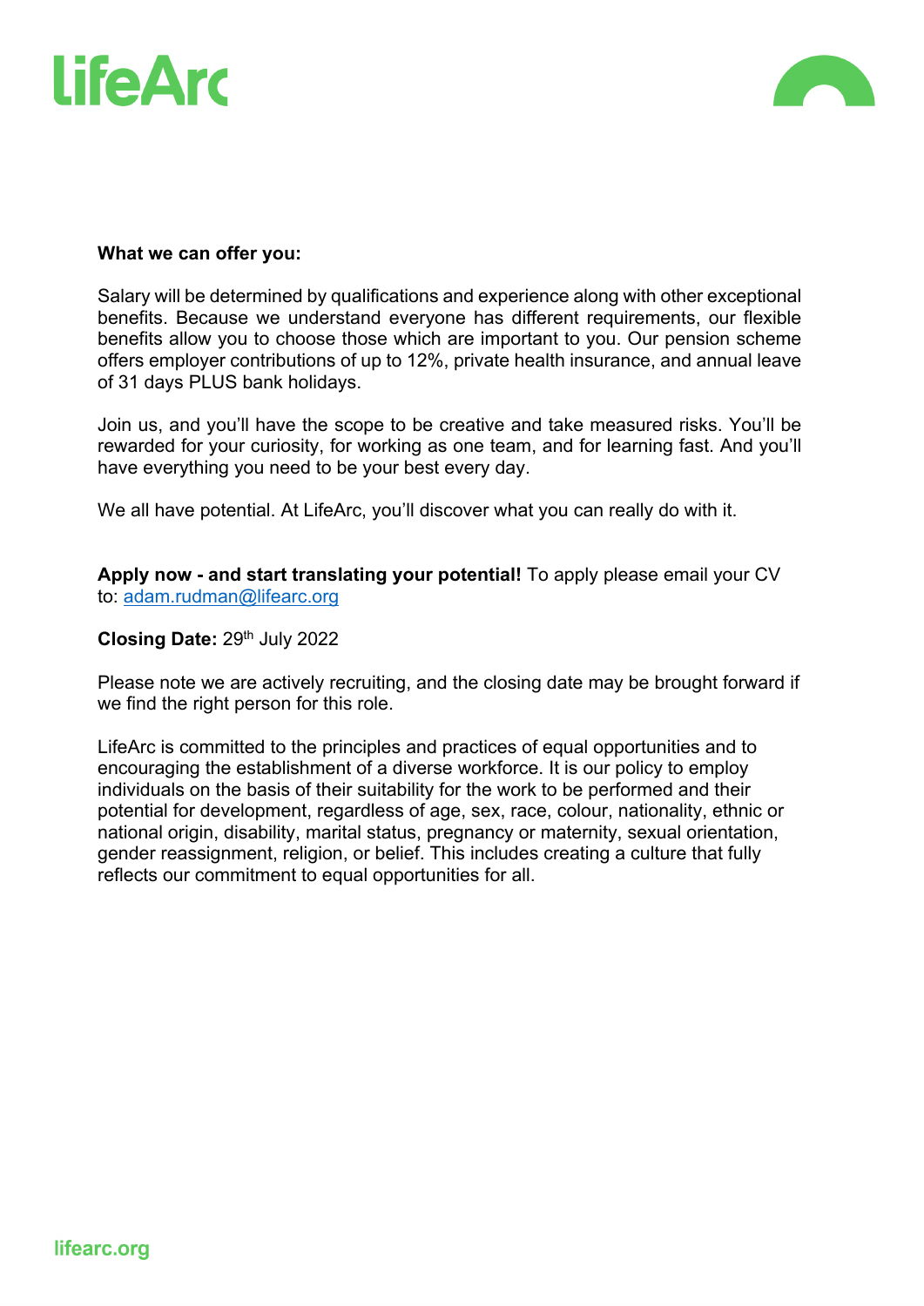**What we can offer you:**

Salary will be determined by qualifications and experience along with other exceptional benefits. Because we understand everyone has different requirements, our flexible benefits allow you to choose those which are important to you. Our pension scheme offers employer contributions of up to 12%, private health insurance, and annual leave of 31 days PLUS bank holidays.

Join us, and you'll have the scope to be creative and take measured risks. You'll be rewarded for your curiosity, for working as one team, and for learning fast. And you'll have everything you need to be your best every day.

We all have potential. At LifeArc, you'll discover what you can really do with it.

**Apply now - and start translating your potential!** To apply please email your CV to: adam.rudman@lifearc.org

**Closing Date:** 29th July 2022

Please note we are actively recruiting, and the closing date may be brought forward if we find the right person for this role.

LifeArc is committed to the principles and practices of equal opportunities and to encouraging the establishment of a diverse workforce. It is our policy to employ individuals on the basis of their suitability for the work to be performed and their potential for development, regardless of age, sex, race, colour, nationality, ethnic or national origin, disability, marital status, pregnancy or maternity, sexual orientation, gender reassignment, religion, or belief. This includes creating a culture that fully reflects our commitment to equal opportunities for all.